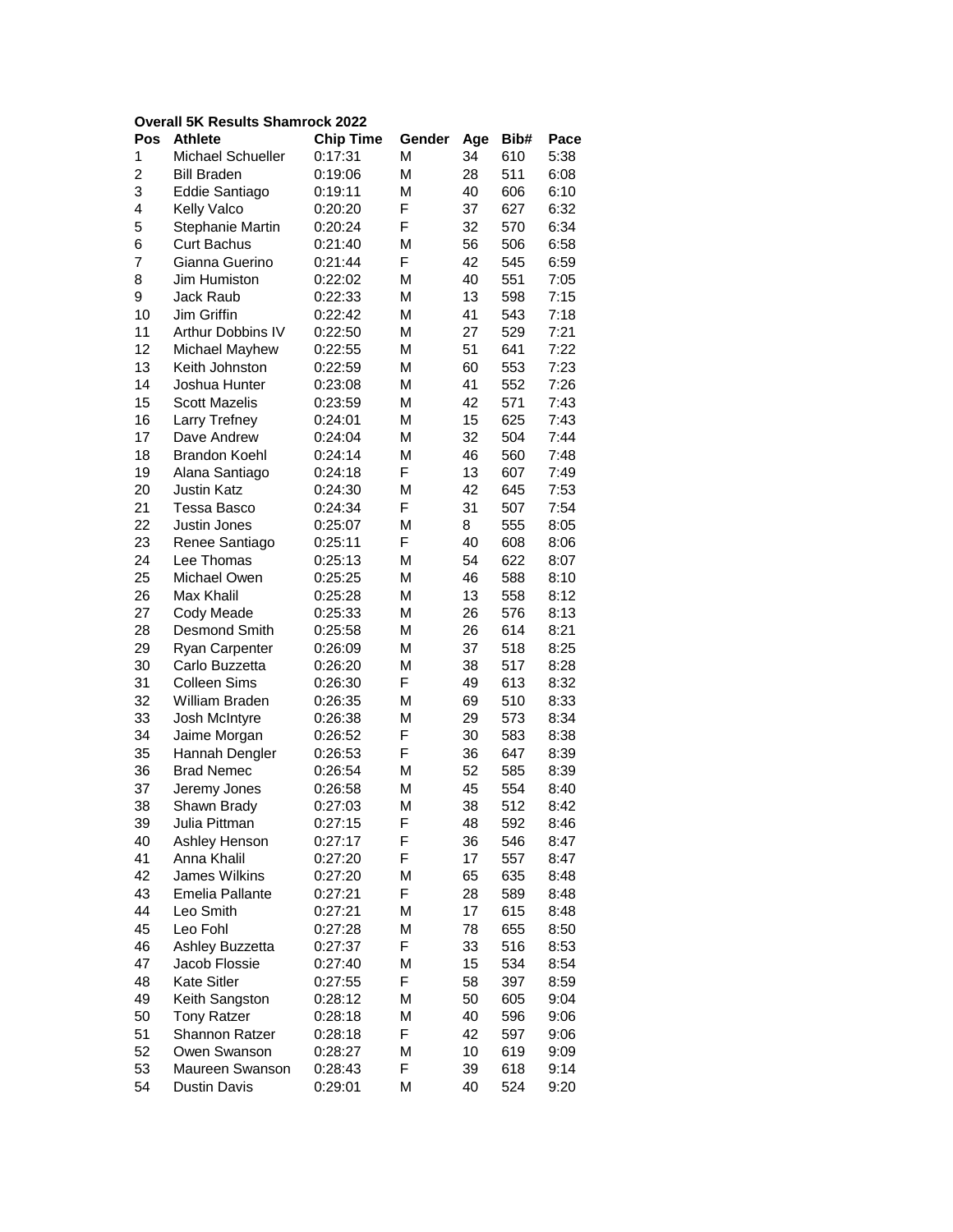**Overall 5K Results Shamrock 2022**

| Pos | Athlete | Chip Time | Gender | Age | Bib# | Pace |
|---|---|---|---|---|---|---|
| 1 | Michael Schueller | 0:17:31 | M | 34 | 610 | 5:38 |
| 2 | Bill Braden | 0:19:06 | M | 28 | 511 | 6:08 |
| 3 | Eddie Santiago | 0:19:11 | M | 40 | 606 | 6:10 |
| 4 | Kelly Valco | 0:20:20 | F | 37 | 627 | 6:32 |
| 5 | Stephanie Martin | 0:20:24 | F | 32 | 570 | 6:34 |
| 6 | Curt Bachus | 0:21:40 | M | 56 | 506 | 6:58 |
| 7 | Gianna Guerino | 0:21:44 | F | 42 | 545 | 6:59 |
| 8 | Jim Humiston | 0:22:02 | M | 40 | 551 | 7:05 |
| 9 | Jack Raub | 0:22:33 | M | 13 | 598 | 7:15 |
| 10 | Jim Griffin | 0:22:42 | M | 41 | 543 | 7:18 |
| 11 | Arthur Dobbins IV | 0:22:50 | M | 27 | 529 | 7:21 |
| 12 | Michael Mayhew | 0:22:55 | M | 51 | 641 | 7:22 |
| 13 | Keith Johnston | 0:22:59 | M | 60 | 553 | 7:23 |
| 14 | Joshua Hunter | 0:23:08 | M | 41 | 552 | 7:26 |
| 15 | Scott Mazelis | 0:23:59 | M | 42 | 571 | 7:43 |
| 16 | Larry Trefney | 0:24:01 | M | 15 | 625 | 7:43 |
| 17 | Dave Andrew | 0:24:04 | M | 32 | 504 | 7:44 |
| 18 | Brandon Koehl | 0:24:14 | M | 46 | 560 | 7:48 |
| 19 | Alana Santiago | 0:24:18 | F | 13 | 607 | 7:49 |
| 20 | Justin Katz | 0:24:30 | M | 42 | 645 | 7:53 |
| 21 | Tessa Basco | 0:24:34 | F | 31 | 507 | 7:54 |
| 22 | Justin Jones | 0:25:07 | M | 8 | 555 | 8:05 |
| 23 | Renee Santiago | 0:25:11 | F | 40 | 608 | 8:06 |
| 24 | Lee Thomas | 0:25:13 | M | 54 | 622 | 8:07 |
| 25 | Michael Owen | 0:25:25 | M | 46 | 588 | 8:10 |
| 26 | Max Khalil | 0:25:28 | M | 13 | 558 | 8:12 |
| 27 | Cody Meade | 0:25:33 | M | 26 | 576 | 8:13 |
| 28 | Desmond Smith | 0:25:58 | M | 26 | 614 | 8:21 |
| 29 | Ryan Carpenter | 0:26:09 | M | 37 | 518 | 8:25 |
| 30 | Carlo Buzzetta | 0:26:20 | M | 38 | 517 | 8:28 |
| 31 | Colleen Sims | 0:26:30 | F | 49 | 613 | 8:32 |
| 32 | William Braden | 0:26:35 | M | 69 | 510 | 8:33 |
| 33 | Josh McIntyre | 0:26:38 | M | 29 | 573 | 8:34 |
| 34 | Jaime Morgan | 0:26:52 | F | 30 | 583 | 8:38 |
| 35 | Hannah Dengler | 0:26:53 | F | 36 | 647 | 8:39 |
| 36 | Brad Nemec | 0:26:54 | M | 52 | 585 | 8:39 |
| 37 | Jeremy Jones | 0:26:58 | M | 45 | 554 | 8:40 |
| 38 | Shawn Brady | 0:27:03 | M | 38 | 512 | 8:42 |
| 39 | Julia Pittman | 0:27:15 | F | 48 | 592 | 8:46 |
| 40 | Ashley Henson | 0:27:17 | F | 36 | 546 | 8:47 |
| 41 | Anna Khalil | 0:27:20 | F | 17 | 557 | 8:47 |
| 42 | James Wilkins | 0:27:20 | M | 65 | 635 | 8:48 |
| 43 | Emelia Pallante | 0:27:21 | F | 28 | 589 | 8:48 |
| 44 | Leo Smith | 0:27:21 | M | 17 | 615 | 8:48 |
| 45 | Leo Fohl | 0:27:28 | M | 78 | 655 | 8:50 |
| 46 | Ashley Buzzetta | 0:27:37 | F | 33 | 516 | 8:53 |
| 47 | Jacob Flossie | 0:27:40 | M | 15 | 534 | 8:54 |
| 48 | Kate Sitler | 0:27:55 | F | 58 | 397 | 8:59 |
| 49 | Keith Sangston | 0:28:12 | M | 50 | 605 | 9:04 |
| 50 | Tony Ratzer | 0:28:18 | M | 40 | 596 | 9:06 |
| 51 | Shannon Ratzer | 0:28:18 | F | 42 | 597 | 9:06 |
| 52 | Owen Swanson | 0:28:27 | M | 10 | 619 | 9:09 |
| 53 | Maureen Swanson | 0:28:43 | F | 39 | 618 | 9:14 |
| 54 | Dustin Davis | 0:29:01 | M | 40 | 524 | 9:20 |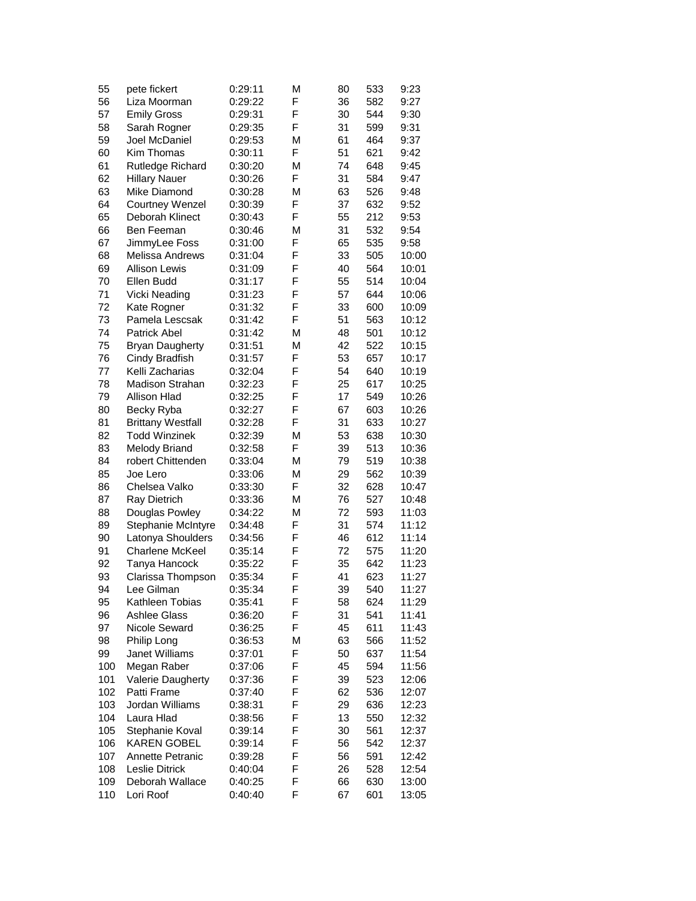| | | | | | | |
|---|---|---|---|---|---|---|
| 55 | pete fickert | 0:29:11 | M | 80 | 533 | 9:23 |
| 56 | Liza Moorman | 0:29:22 | F | 36 | 582 | 9:27 |
| 57 | Emily Gross | 0:29:31 | F | 30 | 544 | 9:30 |
| 58 | Sarah Rogner | 0:29:35 | F | 31 | 599 | 9:31 |
| 59 | Joel McDaniel | 0:29:53 | M | 61 | 464 | 9:37 |
| 60 | Kim Thomas | 0:30:11 | F | 51 | 621 | 9:42 |
| 61 | Rutledge Richard | 0:30:20 | M | 74 | 648 | 9:45 |
| 62 | Hillary Nauer | 0:30:26 | F | 31 | 584 | 9:47 |
| 63 | Mike Diamond | 0:30:28 | M | 63 | 526 | 9:48 |
| 64 | Courtney Wenzel | 0:30:39 | F | 37 | 632 | 9:52 |
| 65 | Deborah Klinect | 0:30:43 | F | 55 | 212 | 9:53 |
| 66 | Ben Feeman | 0:30:46 | M | 31 | 532 | 9:54 |
| 67 | JimmyLee Foss | 0:31:00 | F | 65 | 535 | 9:58 |
| 68 | Melissa Andrews | 0:31:04 | F | 33 | 505 | 10:00 |
| 69 | Allison Lewis | 0:31:09 | F | 40 | 564 | 10:01 |
| 70 | Ellen Budd | 0:31:17 | F | 55 | 514 | 10:04 |
| 71 | Vicki Neading | 0:31:23 | F | 57 | 644 | 10:06 |
| 72 | Kate Rogner | 0:31:32 | F | 33 | 600 | 10:09 |
| 73 | Pamela Lescsak | 0:31:42 | F | 51 | 563 | 10:12 |
| 74 | Patrick Abel | 0:31:42 | M | 48 | 501 | 10:12 |
| 75 | Bryan Daugherty | 0:31:51 | M | 42 | 522 | 10:15 |
| 76 | Cindy Bradfish | 0:31:57 | F | 53 | 657 | 10:17 |
| 77 | Kelli Zacharias | 0:32:04 | F | 54 | 640 | 10:19 |
| 78 | Madison Strahan | 0:32:23 | F | 25 | 617 | 10:25 |
| 79 | Allison Hlad | 0:32:25 | F | 17 | 549 | 10:26 |
| 80 | Becky Ryba | 0:32:27 | F | 67 | 603 | 10:26 |
| 81 | Brittany Westfall | 0:32:28 | F | 31 | 633 | 10:27 |
| 82 | Todd Winzinek | 0:32:39 | M | 53 | 638 | 10:30 |
| 83 | Melody Briand | 0:32:58 | F | 39 | 513 | 10:36 |
| 84 | robert Chittenden | 0:33:04 | M | 79 | 519 | 10:38 |
| 85 | Joe Lero | 0:33:06 | M | 29 | 562 | 10:39 |
| 86 | Chelsea Valko | 0:33:30 | F | 32 | 628 | 10:47 |
| 87 | Ray Dietrich | 0:33:36 | M | 76 | 527 | 10:48 |
| 88 | Douglas Powley | 0:34:22 | M | 72 | 593 | 11:03 |
| 89 | Stephanie McIntyre | 0:34:48 | F | 31 | 574 | 11:12 |
| 90 | Latonya Shoulders | 0:34:56 | F | 46 | 612 | 11:14 |
| 91 | Charlene McKeel | 0:35:14 | F | 72 | 575 | 11:20 |
| 92 | Tanya Hancock | 0:35:22 | F | 35 | 642 | 11:23 |
| 93 | Clarissa Thompson | 0:35:34 | F | 41 | 623 | 11:27 |
| 94 | Lee Gilman | 0:35:34 | F | 39 | 540 | 11:27 |
| 95 | Kathleen Tobias | 0:35:41 | F | 58 | 624 | 11:29 |
| 96 | Ashlee Glass | 0:36:20 | F | 31 | 541 | 11:41 |
| 97 | Nicole Seward | 0:36:25 | F | 45 | 611 | 11:43 |
| 98 | Philip Long | 0:36:53 | M | 63 | 566 | 11:52 |
| 99 | Janet Williams | 0:37:01 | F | 50 | 637 | 11:54 |
| 100 | Megan Raber | 0:37:06 | F | 45 | 594 | 11:56 |
| 101 | Valerie Daugherty | 0:37:36 | F | 39 | 523 | 12:06 |
| 102 | Patti Frame | 0:37:40 | F | 62 | 536 | 12:07 |
| 103 | Jordan Williams | 0:38:31 | F | 29 | 636 | 12:23 |
| 104 | Laura Hlad | 0:38:56 | F | 13 | 550 | 12:32 |
| 105 | Stephanie Koval | 0:39:14 | F | 30 | 561 | 12:37 |
| 106 | KAREN GOBEL | 0:39:14 | F | 56 | 542 | 12:37 |
| 107 | Annette Petranic | 0:39:28 | F | 56 | 591 | 12:42 |
| 108 | Leslie Ditrick | 0:40:04 | F | 26 | 528 | 12:54 |
| 109 | Deborah Wallace | 0:40:25 | F | 66 | 630 | 13:00 |
| 110 | Lori Roof | 0:40:40 | F | 67 | 601 | 13:05 |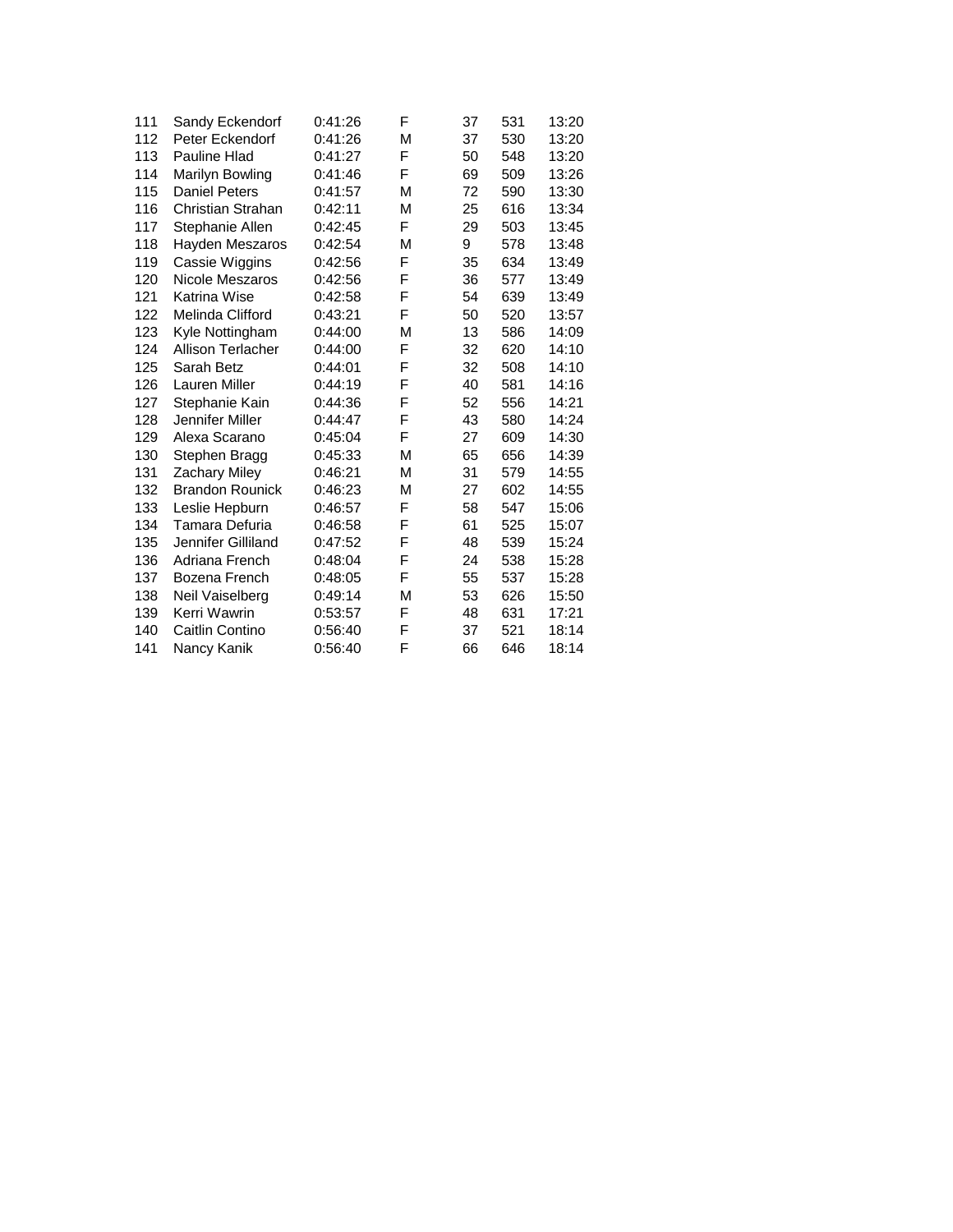| | | | | | | |
|---|---|---|---|---|---|---|
| 111 | Sandy Eckendorf | 0:41:26 | F | 37 | 531 | 13:20 |
| 112 | Peter Eckendorf | 0:41:26 | M | 37 | 530 | 13:20 |
| 113 | Pauline Hlad | 0:41:27 | F | 50 | 548 | 13:20 |
| 114 | Marilyn Bowling | 0:41:46 | F | 69 | 509 | 13:26 |
| 115 | Daniel Peters | 0:41:57 | M | 72 | 590 | 13:30 |
| 116 | Christian Strahan | 0:42:11 | M | 25 | 616 | 13:34 |
| 117 | Stephanie Allen | 0:42:45 | F | 29 | 503 | 13:45 |
| 118 | Hayden Meszaros | 0:42:54 | M | 9 | 578 | 13:48 |
| 119 | Cassie Wiggins | 0:42:56 | F | 35 | 634 | 13:49 |
| 120 | Nicole Meszaros | 0:42:56 | F | 36 | 577 | 13:49 |
| 121 | Katrina Wise | 0:42:58 | F | 54 | 639 | 13:49 |
| 122 | Melinda Clifford | 0:43:21 | F | 50 | 520 | 13:57 |
| 123 | Kyle Nottingham | 0:44:00 | M | 13 | 586 | 14:09 |
| 124 | Allison Terlacher | 0:44:00 | F | 32 | 620 | 14:10 |
| 125 | Sarah Betz | 0:44:01 | F | 32 | 508 | 14:10 |
| 126 | Lauren Miller | 0:44:19 | F | 40 | 581 | 14:16 |
| 127 | Stephanie Kain | 0:44:36 | F | 52 | 556 | 14:21 |
| 128 | Jennifer Miller | 0:44:47 | F | 43 | 580 | 14:24 |
| 129 | Alexa Scarano | 0:45:04 | F | 27 | 609 | 14:30 |
| 130 | Stephen Bragg | 0:45:33 | M | 65 | 656 | 14:39 |
| 131 | Zachary Miley | 0:46:21 | M | 31 | 579 | 14:55 |
| 132 | Brandon Rounick | 0:46:23 | M | 27 | 602 | 14:55 |
| 133 | Leslie Hepburn | 0:46:57 | F | 58 | 547 | 15:06 |
| 134 | Tamara Defuria | 0:46:58 | F | 61 | 525 | 15:07 |
| 135 | Jennifer Gilliland | 0:47:52 | F | 48 | 539 | 15:24 |
| 136 | Adriana French | 0:48:04 | F | 24 | 538 | 15:28 |
| 137 | Bozena French | 0:48:05 | F | 55 | 537 | 15:28 |
| 138 | Neil Vaiselberg | 0:49:14 | M | 53 | 626 | 15:50 |
| 139 | Kerri Wawrin | 0:53:57 | F | 48 | 631 | 17:21 |
| 140 | Caitlin Contino | 0:56:40 | F | 37 | 521 | 18:14 |
| 141 | Nancy Kanik | 0:56:40 | F | 66 | 646 | 18:14 |